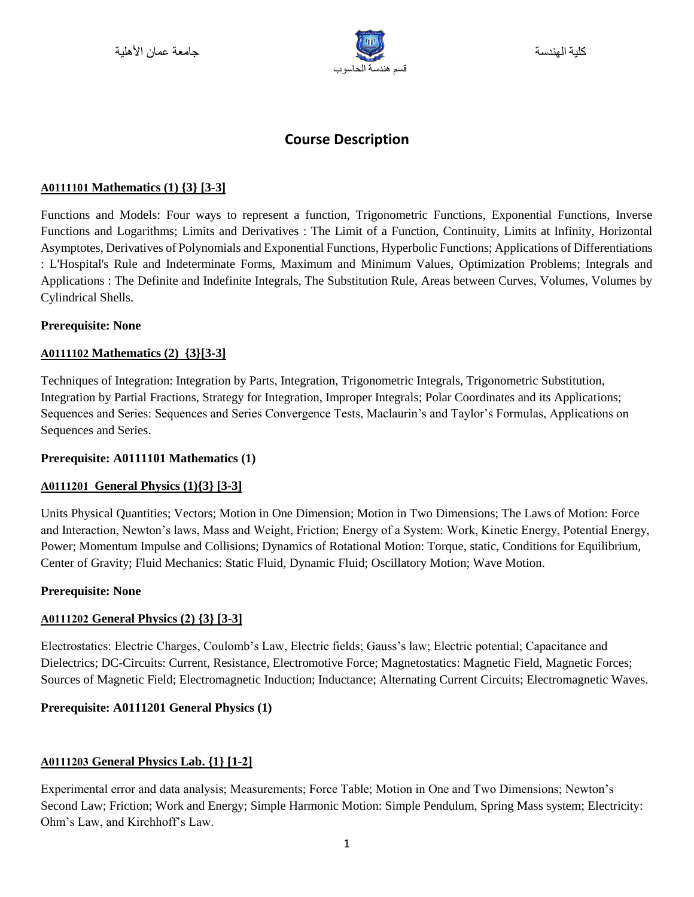جامعة عمان الأهلية

كلية الهندسة

قسم هندسة الحاسوب

# Course Description

**A0111101 Mathematics (1) {3} [3-3]**

Functions and Models: Four ways to represent a function, Trigonometric Functions, Exponential Functions, Inverse Functions and Logarithms; Limits and Derivatives : The Limit of a Function, Continuity, Limits at Infinity, Horizontal Asymptotes, Derivatives of Polynomials and Exponential Functions, Hyperbolic Functions; Applications of Differentiations : L'Hospital's Rule and Indeterminate Forms, Maximum and Minimum Values, Optimization Problems; Integrals and Applications : The Definite and Indefinite Integrals, The Substitution Rule, Areas between Curves, Volumes, Volumes by Cylindrical Shells.

**Prerequisite: None**

**A0111102 Mathematics (2) {3}[3-3]**

Techniques of Integration: Integration by Parts, Integration, Trigonometric Integrals, Trigonometric Substitution, Integration by Partial Fractions, Strategy for Integration, Improper Integrals; Polar Coordinates and its Applications; Sequences and Series: Sequences and Series Convergence Tests, Maclaurin's and Taylor's Formulas, Applications on Sequences and Series.

**Prerequisite: A0111101 Mathematics (1)**

**A0111201 General Physics (1){3} [3-3]**

Units Physical Quantities; Vectors; Motion in One Dimension; Motion in Two Dimensions; The Laws of Motion: Force and Interaction, Newton's laws, Mass and Weight, Friction; Energy of a System: Work, Kinetic Energy, Potential Energy, Power; Momentum Impulse and Collisions; Dynamics of Rotational Motion: Torque, static, Conditions for Equilibrium, Center of Gravity; Fluid Mechanics: Static Fluid, Dynamic Fluid; Oscillatory Motion; Wave Motion.

**Prerequisite: None**

**A0111202 General Physics (2) {3} [3-3]**

Electrostatics: Electric Charges, Coulomb's Law, Electric fields; Gauss's law; Electric potential; Capacitance and Dielectrics; DC-Circuits: Current, Resistance, Electromotive Force; Magnetostatics: Magnetic Field, Magnetic Forces; Sources of Magnetic Field; Electromagnetic Induction; Inductance; Alternating Current Circuits; Electromagnetic Waves.

**Prerequisite: A0111201 General Physics (1)**

**A0111203 General Physics Lab. {1} [1-2]**

Experimental error and data analysis; Measurements; Force Table; Motion in One and Two Dimensions; Newton's Second Law; Friction; Work and Energy; Simple Harmonic Motion: Simple Pendulum, Spring Mass system; Electricity: Ohm's Law, and Kirchhoff's Law.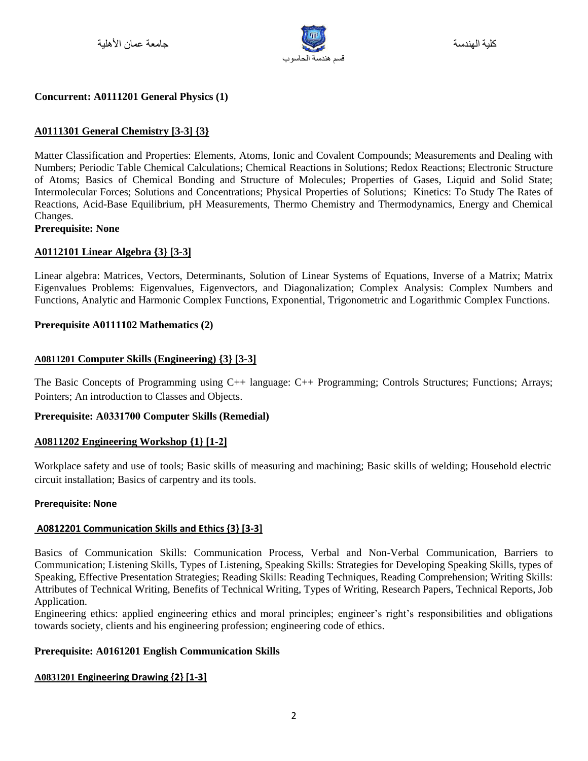**Concurrent: A0111201 General Physics (1)**

**A0111301 General Chemistry [3-3] {3}**

Matter Classification and Properties: Elements, Atoms, Ionic and Covalent Compounds; Measurements and Dealing with Numbers; Periodic Table Chemical Calculations; Chemical Reactions in Solutions; Redox Reactions; Electronic Structure of Atoms; Basics of Chemical Bonding and Structure of Molecules; Properties of Gases, Liquid and Solid State; Intermolecular Forces; Solutions and Concentrations; Physical Properties of Solutions; Kinetics: To Study The Rates of Reactions, Acid-Base Equilibrium, pH Measurements, Thermo Chemistry and Thermodynamics, Energy and Chemical Changes.

**Prerequisite: None**

**A0112101 Linear Algebra {3} [3-3]**

Linear algebra: Matrices, Vectors, Determinants, Solution of Linear Systems of Equations, Inverse of a Matrix; Matrix Eigenvalues Problems: Eigenvalues, Eigenvectors, and Diagonalization; Complex Analysis: Complex Numbers and Functions, Analytic and Harmonic Complex Functions, Exponential, Trigonometric and Logarithmic Complex Functions.

**Prerequisite A0111102 Mathematics (2)**

**A0811201 Computer Skills (Engineering) {3} [3-3]**

The Basic Concepts of Programming using C++ language: C++ Programming; Controls Structures; Functions; Arrays; Pointers; An introduction to Classes and Objects.

**Prerequisite: A0331700 Computer Skills (Remedial)**

**A0811202 Engineering Workshop {1} [1-2]**

Workplace safety and use of tools; Basic skills of measuring and machining; Basic skills of welding; Household electric circuit installation; Basics of carpentry and its tools.

**Prerequisite: None**

**A0812201 Communication Skills and Ethics {3} [3-3]**

Basics of Communication Skills: Communication Process, Verbal and Non-Verbal Communication, Barriers to Communication; Listening Skills, Types of Listening, Speaking Skills: Strategies for Developing Speaking Skills, types of Speaking, Effective Presentation Strategies; Reading Skills: Reading Techniques, Reading Comprehension; Writing Skills: Attributes of Technical Writing, Benefits of Technical Writing, Types of Writing, Research Papers, Technical Reports, Job Application.

Engineering ethics: applied engineering ethics and moral principles; engineer's right's responsibilities and obligations towards society, clients and his engineering profession; engineering code of ethics.

**Prerequisite: A0161201 English Communication Skills**

**A0831201 Engineering Drawing {2} [1-3]**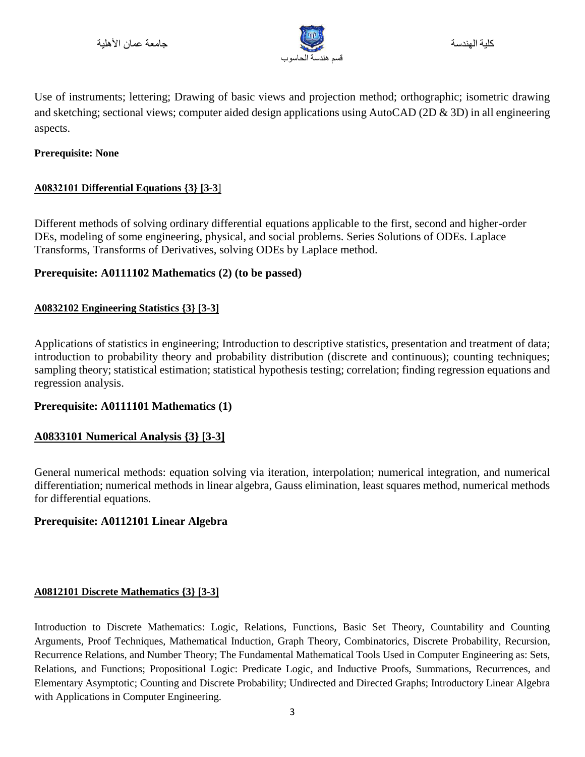Use of instruments; lettering; Drawing of basic views and projection method; orthographic; isometric drawing and sketching; sectional views; computer aided design applications using AutoCAD (2D & 3D) in all engineering aspects.

**Prerequisite: None**

**A0832101 Differential Equations {3} [3-3]**

Different methods of solving ordinary differential equations applicable to the first, second and higher-order DEs, modeling of some engineering, physical, and social problems. Series Solutions of ODEs. Laplace Transforms, Transforms of Derivatives, solving ODEs by Laplace method.

**Prerequisite: A0111102 Mathematics (2) (to be passed)**

**A0832102 Engineering Statistics {3} [3-3]**

Applications of statistics in engineering; Introduction to descriptive statistics, presentation and treatment of data; introduction to probability theory and probability distribution (discrete and continuous); counting techniques; sampling theory; statistical estimation; statistical hypothesis testing; correlation; finding regression equations and regression analysis.

**Prerequisite: A0111101 Mathematics (1)**

**A0833101 Numerical Analysis {3} [3-3]**

General numerical methods: equation solving via iteration, interpolation; numerical integration, and numerical differentiation; numerical methods in linear algebra, Gauss elimination, least squares method, numerical methods for differential equations.

**Prerequisite: A0112101 Linear Algebra**

**A0812101 Discrete Mathematics {3} [3-3]**

Introduction to Discrete Mathematics: Logic, Relations, Functions, Basic Set Theory, Countability and Counting Arguments, Proof Techniques, Mathematical Induction, Graph Theory, Combinatorics, Discrete Probability, Recursion, Recurrence Relations, and Number Theory; The Fundamental Mathematical Tools Used in Computer Engineering as: Sets, Relations, and Functions; Propositional Logic: Predicate Logic, and Inductive Proofs, Summations, Recurrences, and Elementary Asymptotic; Counting and Discrete Probability; Undirected and Directed Graphs; Introductory Linear Algebra with Applications in Computer Engineering.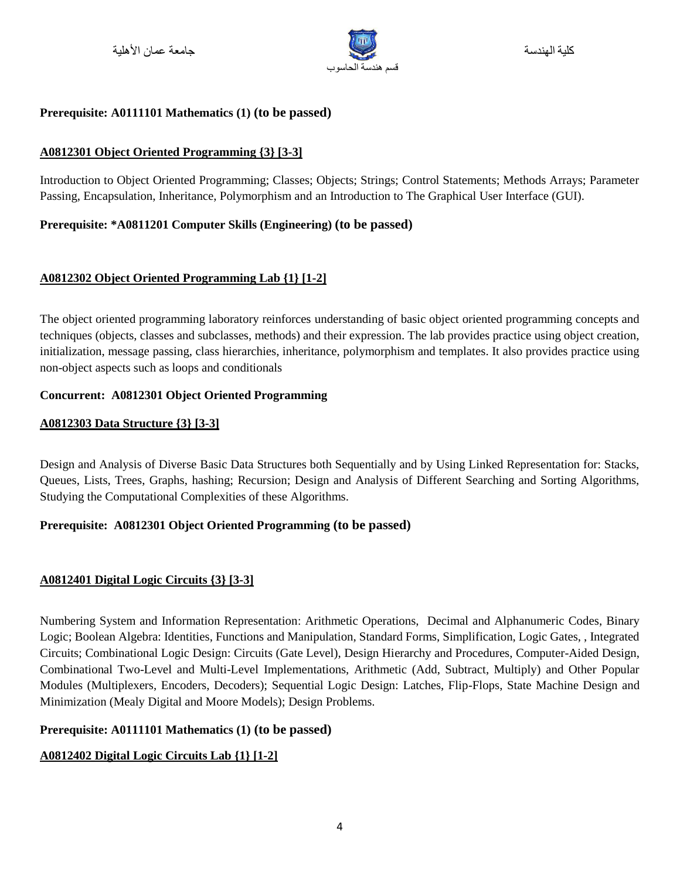**Prerequisite: A0111101 Mathematics (1) (to be passed)**

**A0812301 Object Oriented Programming {3} [3-3]**

Introduction to Object Oriented Programming; Classes; Objects; Strings; Control Statements; Methods Arrays; Parameter Passing, Encapsulation, Inheritance, Polymorphism and an Introduction to The Graphical User Interface (GUI).

**Prerequisite: *A0811201 Computer Skills (Engineering) (to be passed)**

**A0812302 Object Oriented Programming Lab {1} [1-2]**

The object oriented programming laboratory reinforces understanding of basic object oriented programming concepts and techniques (objects, classes and subclasses, methods) and their expression. The lab provides practice using object creation, initialization, message passing, class hierarchies, inheritance, polymorphism and templates. It also provides practice using non-object aspects such as loops and conditionals

**Concurrent: A0812301 Object Oriented Programming**

**A0812303 Data Structure {3} [3-3]**

Design and Analysis of Diverse Basic Data Structures both Sequentially and by Using Linked Representation for: Stacks, Queues, Lists, Trees, Graphs, hashing; Recursion; Design and Analysis of Different Searching and Sorting Algorithms, Studying the Computational Complexities of these Algorithms.

**Prerequisite: A0812301 Object Oriented Programming (to be passed)**

**A0812401 Digital Logic Circuits {3} [3-3]**

Numbering System and Information Representation: Arithmetic Operations, Decimal and Alphanumeric Codes, Binary Logic; Boolean Algebra: Identities, Functions and Manipulation, Standard Forms, Simplification, Logic Gates, , Integrated Circuits; Combinational Logic Design: Circuits (Gate Level), Design Hierarchy and Procedures, Computer-Aided Design, Combinational Two-Level and Multi-Level Implementations, Arithmetic (Add, Subtract, Multiply) and Other Popular Modules (Multiplexers, Encoders, Decoders); Sequential Logic Design: Latches, Flip-Flops, State Machine Design and Minimization (Mealy Digital and Moore Models); Design Problems.

**Prerequisite: A0111101 Mathematics (1) (to be passed)**

**A0812402 Digital Logic Circuits Lab {1} [1-2]**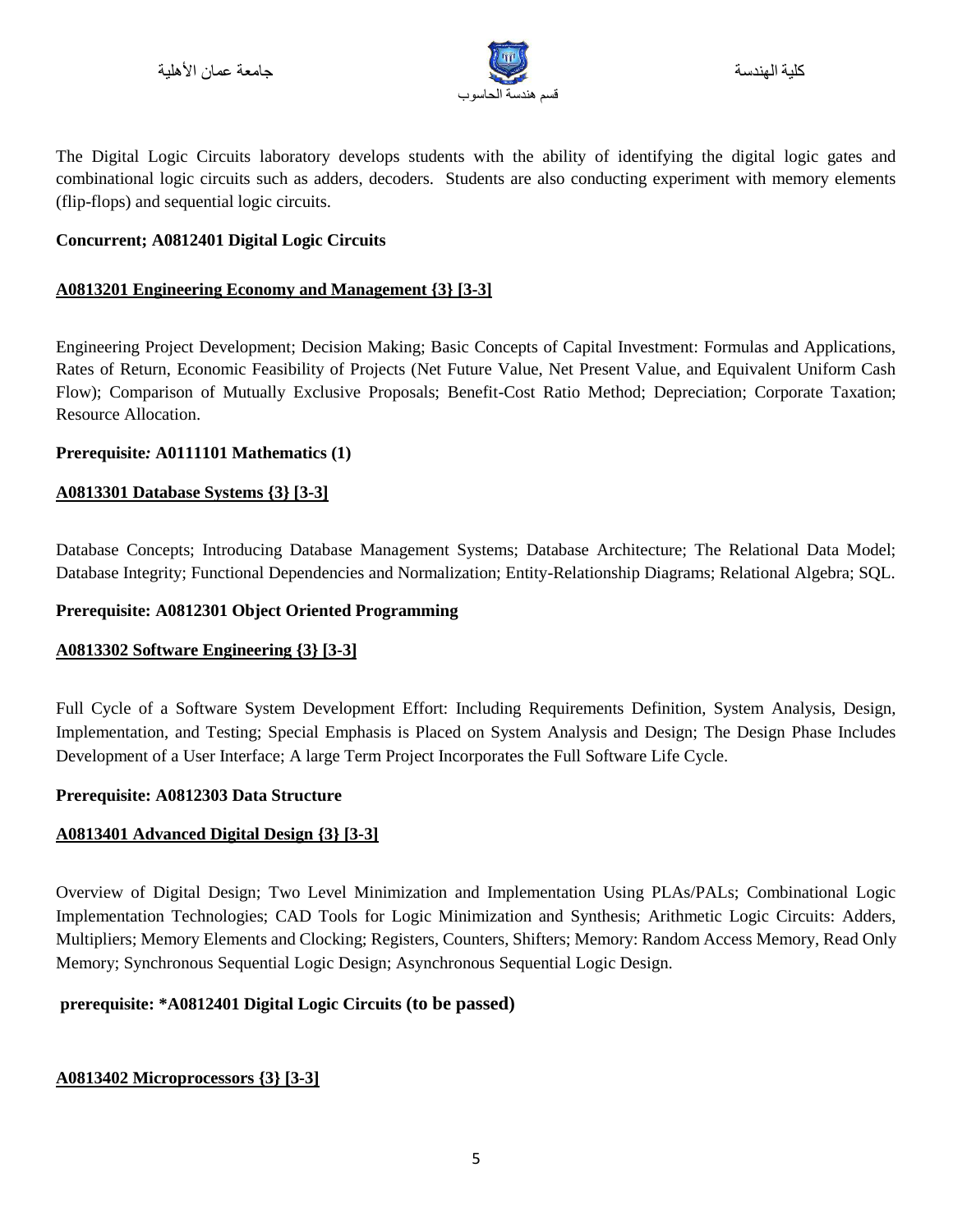The Digital Logic Circuits laboratory develops students with the ability of identifying the digital logic gates and combinational logic circuits such as adders, decoders. Students are also conducting experiment with memory elements (flip-flops) and sequential logic circuits.

**Concurrent; A0812401 Digital Logic Circuits**

**A0813201 Engineering Economy and Management {3} [3-3]**

Engineering Project Development; Decision Making; Basic Concepts of Capital Investment: Formulas and Applications, Rates of Return, Economic Feasibility of Projects (Net Future Value, Net Present Value, and Equivalent Uniform Cash Flow); Comparison of Mutually Exclusive Proposals; Benefit-Cost Ratio Method; Depreciation; Corporate Taxation; Resource Allocation.

**Prerequisite: A0111101 Mathematics (1)**

**A0813301 Database Systems {3} [3-3]**

Database Concepts; Introducing Database Management Systems; Database Architecture; The Relational Data Model; Database Integrity; Functional Dependencies and Normalization; Entity-Relationship Diagrams; Relational Algebra; SQL.

**Prerequisite: A0812301 Object Oriented Programming**

**A0813302 Software Engineering {3} [3-3]**

Full Cycle of a Software System Development Effort: Including Requirements Definition, System Analysis, Design, Implementation, and Testing; Special Emphasis is Placed on System Analysis and Design; The Design Phase Includes Development of a User Interface; A large Term Project Incorporates the Full Software Life Cycle.

**Prerequisite: A0812303 Data Structure**

**A0813401 Advanced Digital Design {3} [3-3]**

Overview of Digital Design; Two Level Minimization and Implementation Using PLAs/PALs; Combinational Logic Implementation Technologies; CAD Tools for Logic Minimization and Synthesis; Arithmetic Logic Circuits: Adders, Multipliers; Memory Elements and Clocking; Registers, Counters, Shifters; Memory: Random Access Memory, Read Only Memory; Synchronous Sequential Logic Design; Asynchronous Sequential Logic Design.

**prerequisite: *A0812401 Digital Logic Circuits (to be passed)**

**A0813402 Microprocessors {3} [3-3]**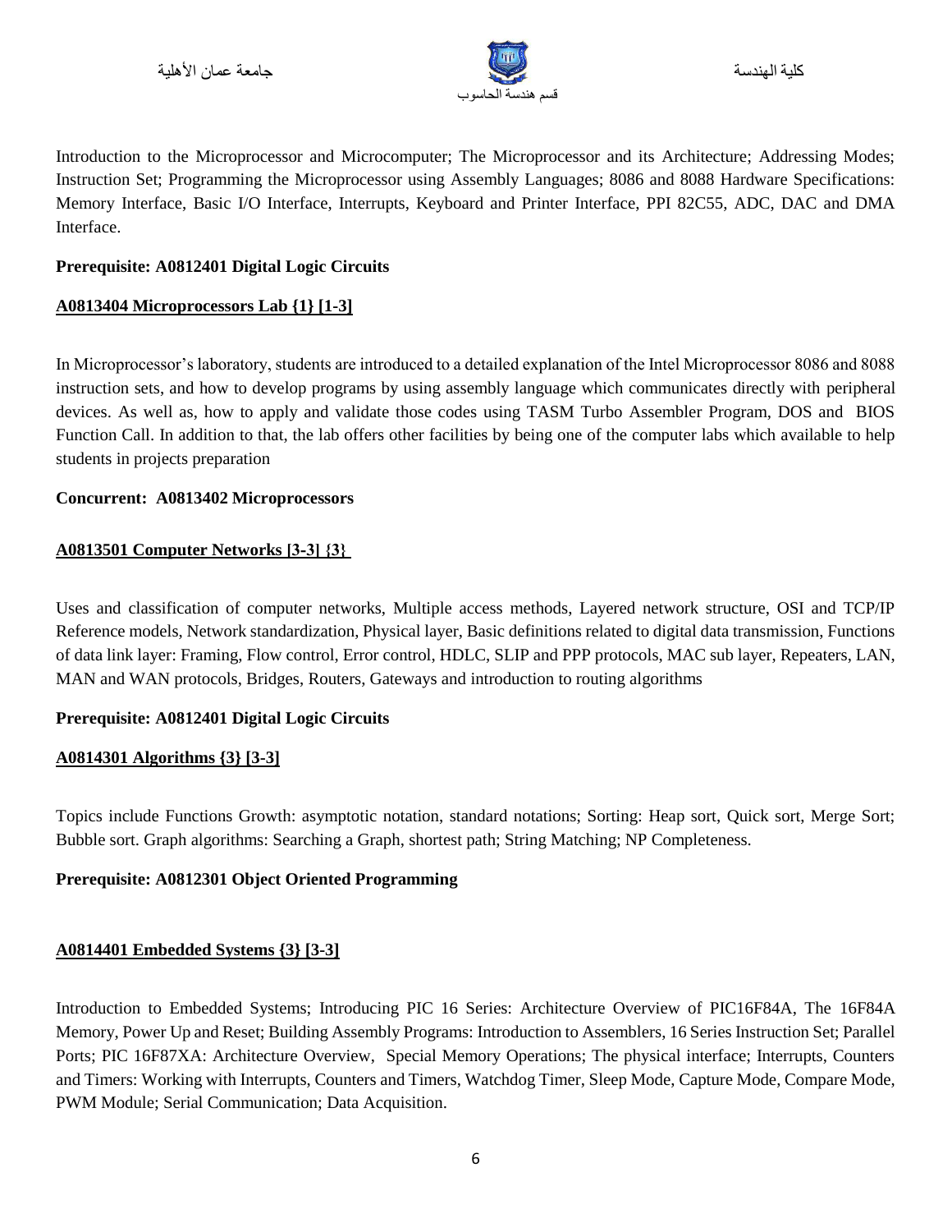Introduction to the Microprocessor and Microcomputer; The Microprocessor and its Architecture; Addressing Modes; Instruction Set; Programming the Microprocessor using Assembly Languages; 8086 and 8088 Hardware Specifications: Memory Interface, Basic I/O Interface, Interrupts, Keyboard and Printer Interface, PPI 82C55, ADC, DAC and DMA Interface.

**Prerequisite: A0812401 Digital Logic Circuits**

**A0813404 Microprocessors Lab {1} [1-3]**

In Microprocessor's laboratory, students are introduced to a detailed explanation of the Intel Microprocessor 8086 and 8088 instruction sets, and how to develop programs by using assembly language which communicates directly with peripheral devices. As well as, how to apply and validate those codes using TASM Turbo Assembler Program, DOS and BIOS Function Call. In addition to that, the lab offers other facilities by being one of the computer labs which available to help students in projects preparation

**Concurrent: A0813402 Microprocessors**

**A0813501 Computer Networks [3-3] {3}**

Uses and classification of computer networks, Multiple access methods, Layered network structure, OSI and TCP/IP Reference models, Network standardization, Physical layer, Basic definitions related to digital data transmission, Functions of data link layer: Framing, Flow control, Error control, HDLC, SLIP and PPP protocols, MAC sub layer, Repeaters, LAN, MAN and WAN protocols, Bridges, Routers, Gateways and introduction to routing algorithms

**Prerequisite: A0812401 Digital Logic Circuits**

**A0814301 Algorithms {3} [3-3]**

Topics include Functions Growth: asymptotic notation, standard notations; Sorting: Heap sort, Quick sort, Merge Sort; Bubble sort. Graph algorithms: Searching a Graph, shortest path; String Matching; NP Completeness.

**Prerequisite: A0812301 Object Oriented Programming**

**A0814401 Embedded Systems {3} [3-3]**

Introduction to Embedded Systems; Introducing PIC 16 Series: Architecture Overview of PIC16F84A, The 16F84A Memory, Power Up and Reset; Building Assembly Programs: Introduction to Assemblers, 16 Series Instruction Set; Parallel Ports; PIC 16F87XA: Architecture Overview, Special Memory Operations; The physical interface; Interrupts, Counters and Timers: Working with Interrupts, Counters and Timers, Watchdog Timer, Sleep Mode, Capture Mode, Compare Mode, PWM Module; Serial Communication; Data Acquisition.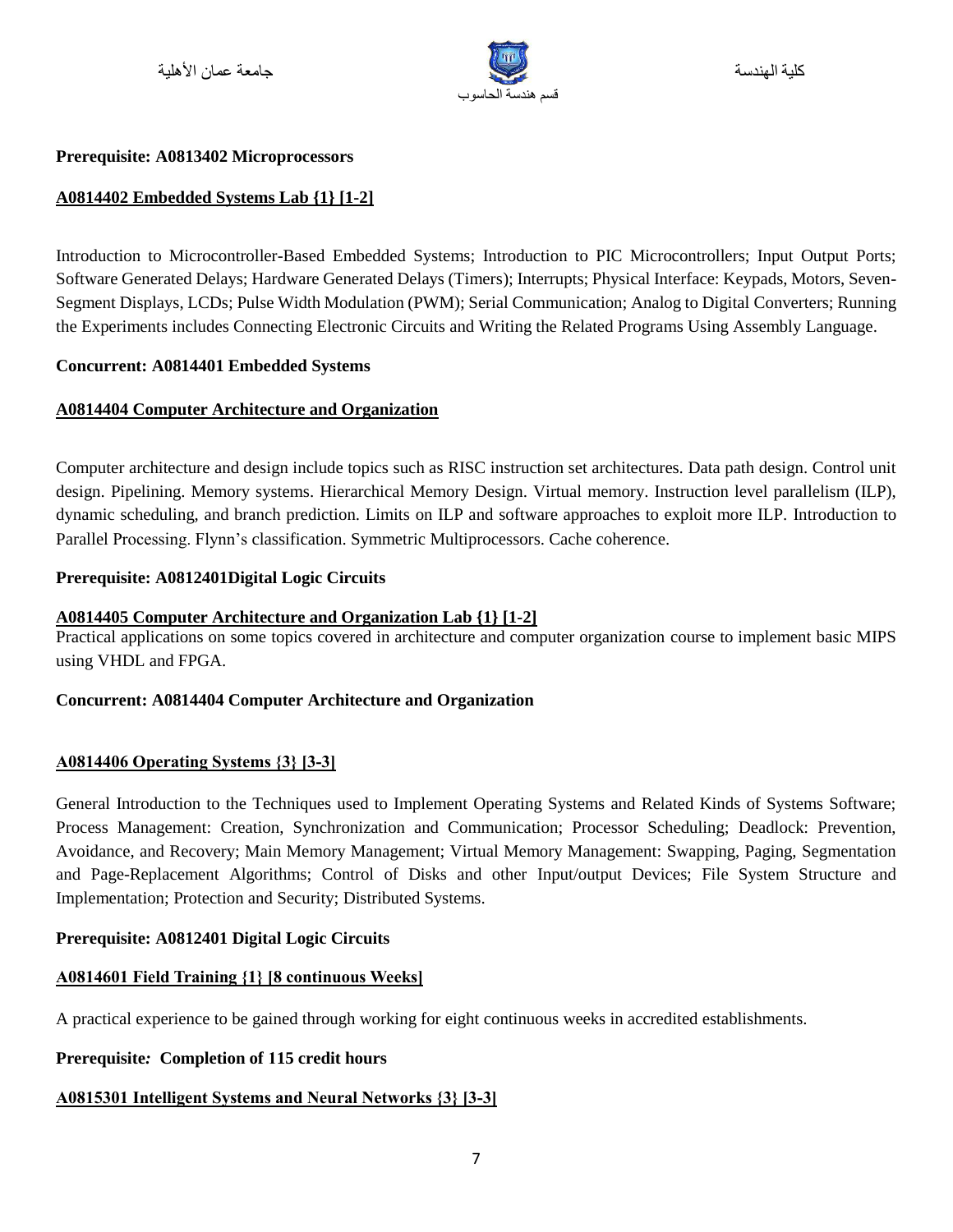**Prerequisite: A0813402 Microprocessors**

**A0814402 Embedded Systems Lab {1} [1-2]**

Introduction to Microcontroller-Based Embedded Systems; Introduction to PIC Microcontrollers; Input Output Ports; Software Generated Delays; Hardware Generated Delays (Timers); Interrupts; Physical Interface: Keypads, Motors, Seven-Segment Displays, LCDs; Pulse Width Modulation (PWM); Serial Communication; Analog to Digital Converters; Running the Experiments includes Connecting Electronic Circuits and Writing the Related Programs Using Assembly Language.

**Concurrent: A0814401 Embedded Systems**

**A0814404 Computer Architecture and Organization**

Computer architecture and design include topics such as RISC instruction set architectures. Data path design. Control unit design. Pipelining. Memory systems. Hierarchical Memory Design. Virtual memory. Instruction level parallelism (ILP), dynamic scheduling, and branch prediction. Limits on ILP and software approaches to exploit more ILP. Introduction to Parallel Processing. Flynn's classification. Symmetric Multiprocessors. Cache coherence.

**Prerequisite: A0812401Digital Logic Circuits**

**A0814405 Computer Architecture and Organization Lab {1} [1-2]**

Practical applications on some topics covered in architecture and computer organization course to implement basic MIPS using VHDL and FPGA.

**Concurrent: A0814404 Computer Architecture and Organization**

**A0814406 Operating Systems {3} [3-3]**

General Introduction to the Techniques used to Implement Operating Systems and Related Kinds of Systems Software; Process Management: Creation, Synchronization and Communication; Processor Scheduling; Deadlock: Prevention, Avoidance, and Recovery; Main Memory Management; Virtual Memory Management: Swapping, Paging, Segmentation and Page-Replacement Algorithms; Control of Disks and other Input/output Devices; File System Structure and Implementation; Protection and Security; Distributed Systems.

**Prerequisite: A0812401 Digital Logic Circuits**

**A0814601 Field Training {1} [8 continuous Weeks]**

A practical experience to be gained through working for eight continuous weeks in accredited establishments.

**Prerequisite: Completion of 115 credit hours**

**A0815301 Intelligent Systems and Neural Networks {3} [3-3]**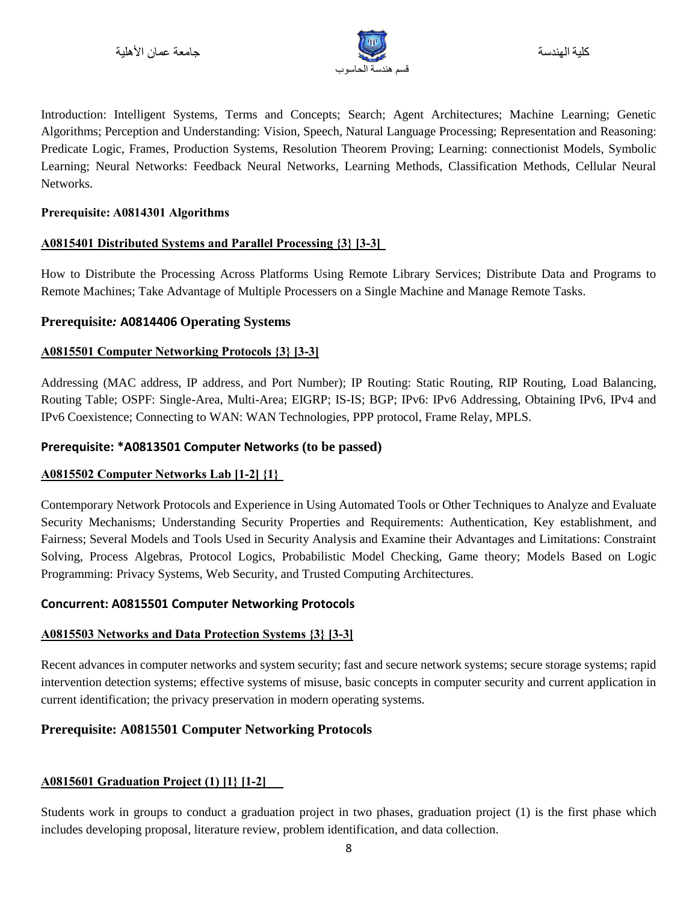Introduction: Intelligent Systems, Terms and Concepts; Search; Agent Architectures; Machine Learning; Genetic Algorithms; Perception and Understanding: Vision, Speech, Natural Language Processing; Representation and Reasoning: Predicate Logic, Frames, Production Systems, Resolution Theorem Proving; Learning: connectionist Models, Symbolic Learning; Neural Networks: Feedback Neural Networks, Learning Methods, Classification Methods, Cellular Neural Networks.

**Prerequisite: A0814301 Algorithms**

**A0815401 Distributed Systems and Parallel Processing {3} [3-3]**

How to Distribute the Processing Across Platforms Using Remote Library Services; Distribute Data and Programs to Remote Machines; Take Advantage of Multiple Processers on a Single Machine and Manage Remote Tasks.

**Prerequisite: A0814406 Operating Systems**

**A0815501 Computer Networking Protocols {3} [3-3]**

Addressing (MAC address, IP address, and Port Number); IP Routing: Static Routing, RIP Routing, Load Balancing, Routing Table; OSPF: Single-Area, Multi-Area; EIGRP; IS-IS; BGP; IPv6: IPv6 Addressing, Obtaining IPv6, IPv4 and IPv6 Coexistence; Connecting to WAN: WAN Technologies, PPP protocol, Frame Relay, MPLS.

**Prerequisite: *A0813501 Computer Networks (to be passed)**

**A0815502 Computer Networks Lab [1-2] {1}**

Contemporary Network Protocols and Experience in Using Automated Tools or Other Techniques to Analyze and Evaluate Security Mechanisms; Understanding Security Properties and Requirements: Authentication, Key establishment, and Fairness; Several Models and Tools Used in Security Analysis and Examine their Advantages and Limitations: Constraint Solving, Process Algebras, Protocol Logics, Probabilistic Model Checking, Game theory; Models Based on Logic Programming: Privacy Systems, Web Security, and Trusted Computing Architectures.

**Concurrent: A0815501 Computer Networking Protocols**

**A0815503 Networks and Data Protection Systems {3} [3-3]**

Recent advances in computer networks and system security; fast and secure network systems; secure storage systems; rapid intervention detection systems; effective systems of misuse, basic concepts in computer security and current application in current identification; the privacy preservation in modern operating systems.

**Prerequisite: A0815501 Computer Networking Protocols**

**A0815601 Graduation Project (1) [1} [1-2]**

Students work in groups to conduct a graduation project in two phases, graduation project (1) is the first phase which includes developing proposal, literature review, problem identification, and data collection.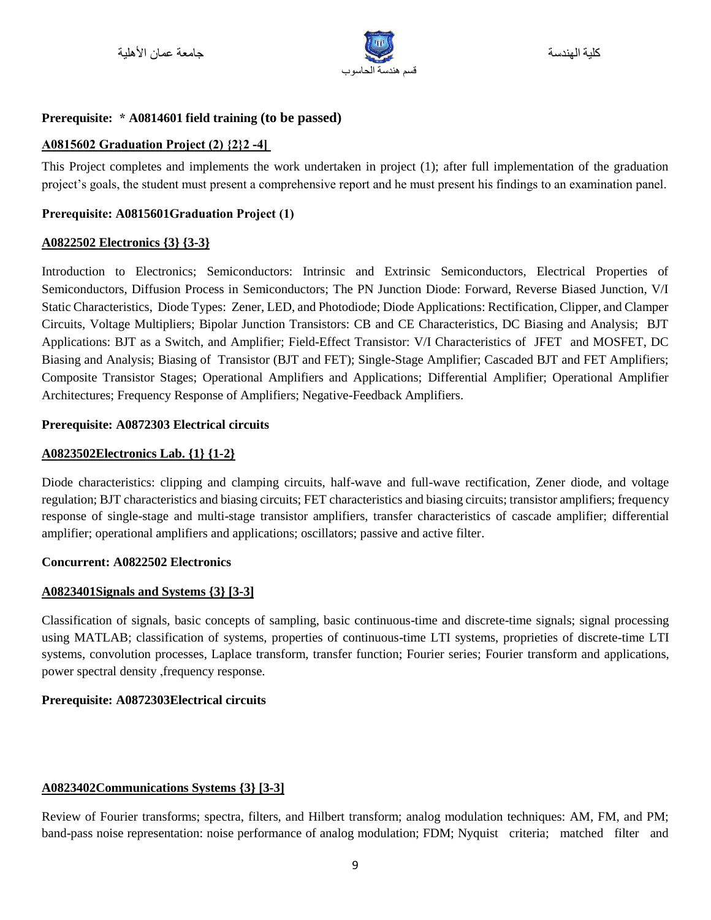**Prerequisite: * A0814601 field training (to be passed)**

**A0815602 Graduation Project (2) {2}2 -4]**

This Project completes and implements the work undertaken in project (1); after full implementation of the graduation project's goals, the student must present a comprehensive report and he must present his findings to an examination panel.

**Prerequisite: A0815601Graduation Project (1)**

**A0822502 Electronics {3} {3-3}**

Introduction to Electronics; Semiconductors: Intrinsic and Extrinsic Semiconductors, Electrical Properties of Semiconductors, Diffusion Process in Semiconductors; The PN Junction Diode: Forward, Reverse Biased Junction, V/I Static Characteristics, Diode Types: Zener, LED, and Photodiode; Diode Applications: Rectification, Clipper, and Clamper Circuits, Voltage Multipliers; Bipolar Junction Transistors: CB and CE Characteristics, DC Biasing and Analysis; BJT Applications: BJT as a Switch, and Amplifier; Field-Effect Transistor: V/I Characteristics of JFET and MOSFET, DC Biasing and Analysis; Biasing of Transistor (BJT and FET); Single-Stage Amplifier; Cascaded BJT and FET Amplifiers; Composite Transistor Stages; Operational Amplifiers and Applications; Differential Amplifier; Operational Amplifier Architectures; Frequency Response of Amplifiers; Negative-Feedback Amplifiers.

**Prerequisite: A0872303 Electrical circuits**

**A0823502Electronics Lab. {1} {1-2}**

Diode characteristics: clipping and clamping circuits, half-wave and full-wave rectification, Zener diode, and voltage regulation; BJT characteristics and biasing circuits; FET characteristics and biasing circuits; transistor amplifiers; frequency response of single-stage and multi-stage transistor amplifiers, transfer characteristics of cascade amplifier; differential amplifier; operational amplifiers and applications; oscillators; passive and active filter.

**Concurrent: A0822502 Electronics**

**A0823401Signals and Systems {3} [3-3]**

Classification of signals, basic concepts of sampling, basic continuous-time and discrete-time signals; signal processing using MATLAB; classification of systems, properties of continuous-time LTI systems, proprieties of discrete-time LTI systems, convolution processes, Laplace transform, transfer function; Fourier series; Fourier transform and applications, power spectral density ,frequency response.

**Prerequisite: A0872303Electrical circuits**

**A0823402Communications Systems {3} [3-3]**

Review of Fourier transforms; spectra, filters, and Hilbert transform; analog modulation techniques: AM, FM, and PM; band-pass noise representation: noise performance of analog modulation; FDM; Nyquist criteria; matched filter and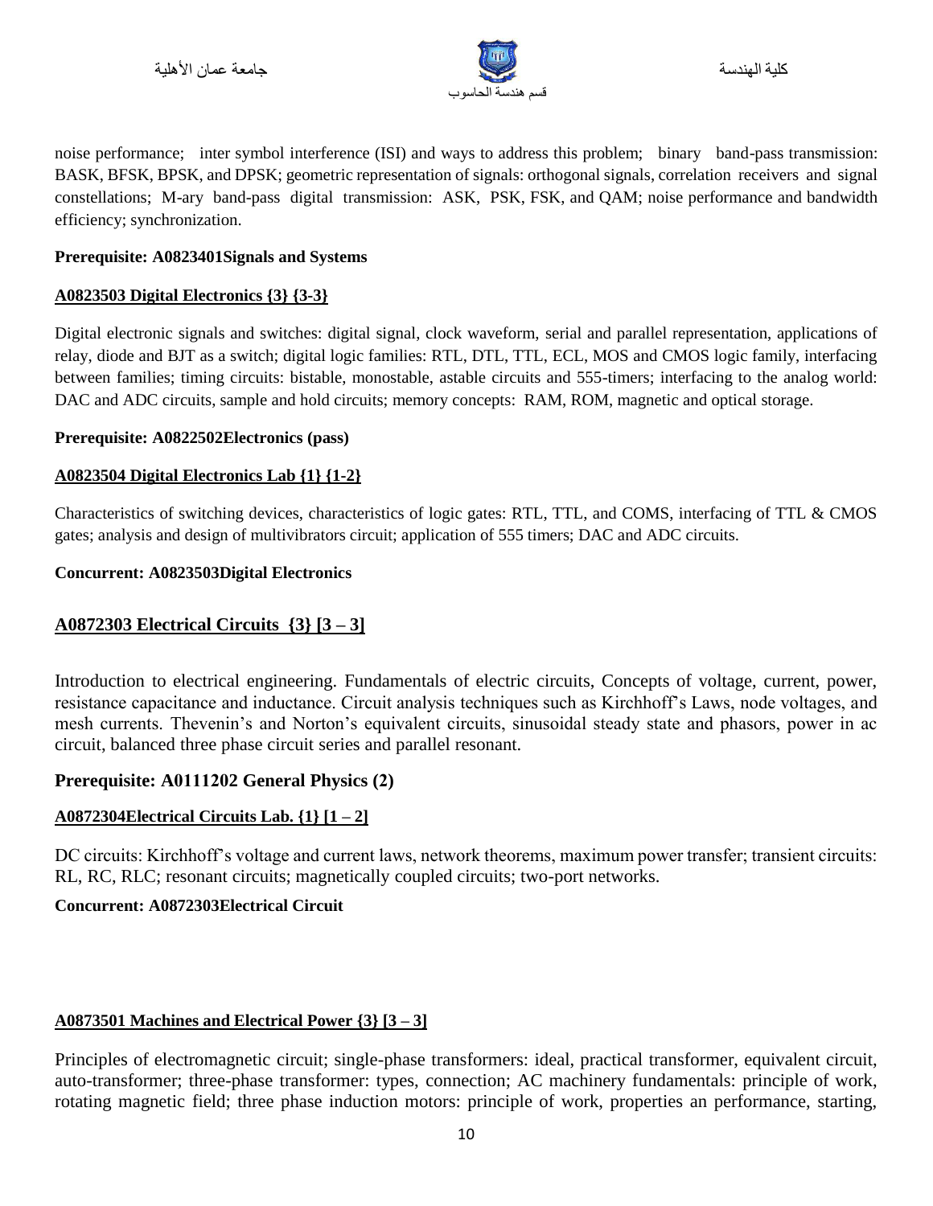noise performance; inter symbol interference (ISI) and ways to address this problem; binary band-pass transmission: BASK, BFSK, BPSK, and DPSK; geometric representation of signals: orthogonal signals, correlation receivers and signal constellations; M-ary band-pass digital transmission: ASK, PSK, FSK, and QAM; noise performance and bandwidth efficiency; synchronization.

**Prerequisite: A0823401Signals and Systems**

**A0823503 Digital Electronics {3} {3-3}**

Digital electronic signals and switches: digital signal, clock waveform, serial and parallel representation, applications of relay, diode and BJT as a switch; digital logic families: RTL, DTL, TTL, ECL, MOS and CMOS logic family, interfacing between families; timing circuits: bistable, monostable, astable circuits and 555-timers; interfacing to the analog world: DAC and ADC circuits, sample and hold circuits; memory concepts: RAM, ROM, magnetic and optical storage.

**Prerequisite: A0822502Electronics (pass)**

**A0823504 Digital Electronics Lab {1} {1-2}**

Characteristics of switching devices, characteristics of logic gates: RTL, TTL, and COMS, interfacing of TTL & CMOS gates; analysis and design of multivibrators circuit; application of 555 timers; DAC and ADC circuits.

**Concurrent: A0823503Digital Electronics**

## A0872303 Electrical Circuits {3} [3 – 3]

Introduction to electrical engineering. Fundamentals of electric circuits, Concepts of voltage, current, power, resistance capacitance and inductance. Circuit analysis techniques such as Kirchhoff's Laws, node voltages, and mesh currents. Thevenin's and Norton's equivalent circuits, sinusoidal steady state and phasors, power in ac circuit, balanced three phase circuit series and parallel resonant.

### Prerequisite: A0111202 General Physics (2)

**A0872304Electrical Circuits Lab. {1} [1 – 2]**

DC circuits: Kirchhoff's voltage and current laws, network theorems, maximum power transfer; transient circuits: RL, RC, RLC; resonant circuits; magnetically coupled circuits; two-port networks.

**Concurrent: A0872303Electrical Circuit**

**A0873501 Machines and Electrical Power {3} [3 – 3]**

Principles of electromagnetic circuit; single-phase transformers: ideal, practical transformer, equivalent circuit, auto-transformer; three-phase transformer: types, connection; AC machinery fundamentals: principle of work, rotating magnetic field; three phase induction motors: principle of work, properties an performance, starting,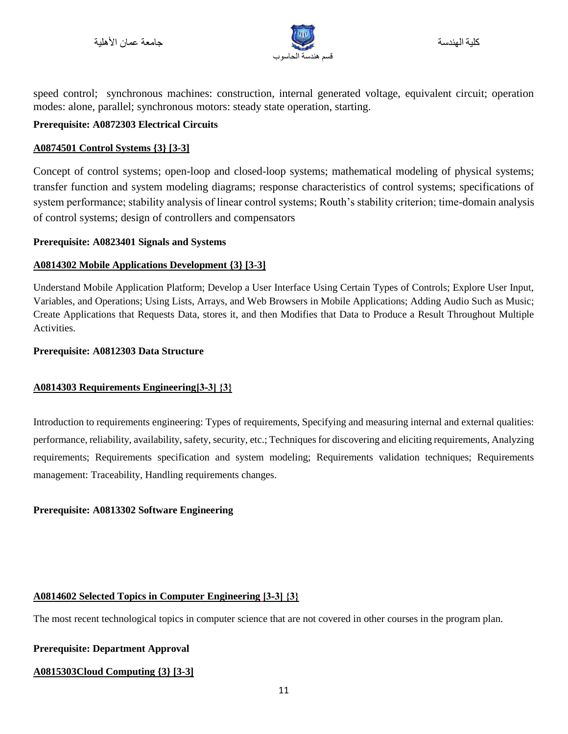speed control; synchronous machines: construction, internal generated voltage, equivalent circuit; operation modes: alone, parallel; synchronous motors: steady state operation, starting.

**Prerequisite: A0872303 Electrical Circuits**

**A0874501 Control Systems {3} [3-3]**

Concept of control systems; open-loop and closed-loop systems; mathematical modeling of physical systems; transfer function and system modeling diagrams; response characteristics of control systems; specifications of system performance; stability analysis of linear control systems; Routh's stability criterion; time-domain analysis of control systems; design of controllers and compensators

**Prerequisite: A0823401 Signals and Systems**

**A0814302 Mobile Applications Development {3} [3-3]**

Understand Mobile Application Platform; Develop a User Interface Using Certain Types of Controls; Explore User Input, Variables, and Operations; Using Lists, Arrays, and Web Browsers in Mobile Applications; Adding Audio Such as Music; Create Applications that Requests Data, stores it, and then Modifies that Data to Produce a Result Throughout Multiple Activities.

**Prerequisite: A0812303 Data Structure**

**A0814303 Requirements Engineering[3-3] {3}**

Introduction to requirements engineering: Types of requirements, Specifying and measuring internal and external qualities: performance, reliability, availability, safety, security, etc.; Techniques for discovering and eliciting requirements, Analyzing requirements; Requirements specification and system modeling; Requirements validation techniques; Requirements management: Traceability, Handling requirements changes.

**Prerequisite: A0813302 Software Engineering**

**A0814602 Selected Topics in Computer Engineering [3-3] {3}**

The most recent technological topics in computer science that are not covered in other courses in the program plan.

**Prerequisite: Department Approval**

**A0815303Cloud Computing {3} [3-3]**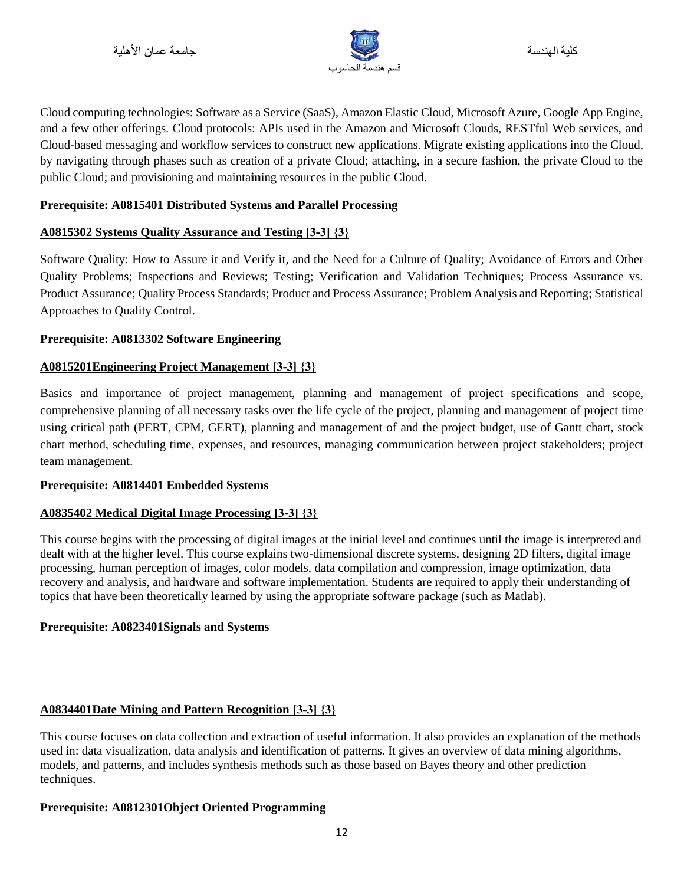Cloud computing technologies: Software as a Service (SaaS), Amazon Elastic Cloud, Microsoft Azure, Google App Engine, and a few other offerings. Cloud protocols: APIs used in the Amazon and Microsoft Clouds, RESTful Web services, and Cloud-based messaging and workflow services to construct new applications. Migrate existing applications into the Cloud, by navigating through phases such as creation of a private Cloud; attaching, in a secure fashion, the private Cloud to the public Cloud; and provisioning and maintaining resources in the public Cloud.

**Prerequisite: A0815401 Distributed Systems and Parallel Processing**

**A0815302 Systems Quality Assurance and Testing [3-3] {3}**

Software Quality: How to Assure it and Verify it, and the Need for a Culture of Quality; Avoidance of Errors and Other Quality Problems; Inspections and Reviews; Testing; Verification and Validation Techniques; Process Assurance vs. Product Assurance; Quality Process Standards; Product and Process Assurance; Problem Analysis and Reporting; Statistical Approaches to Quality Control.

**Prerequisite: A0813302 Software Engineering**

**A0815201Engineering Project Management [3-3] {3}**

Basics and importance of project management, planning and management of project specifications and scope, comprehensive planning of all necessary tasks over the life cycle of the project, planning and management of project time using critical path (PERT, CPM, GERT), planning and management of and the project budget, use of Gantt chart, stock chart method, scheduling time, expenses, and resources, managing communication between project stakeholders; project team management.

**Prerequisite: A0814401 Embedded Systems**

**A0835402 Medical Digital Image Processing [3-3] {3}**

This course begins with the processing of digital images at the initial level and continues until the image is interpreted and dealt with at the higher level. This course explains two-dimensional discrete systems, designing 2D filters, digital image processing, human perception of images, color models, data compilation and compression, image optimization, data recovery and analysis, and hardware and software implementation. Students are required to apply their understanding of topics that have been theoretically learned by using the appropriate software package (such as Matlab).

**Prerequisite: A0823401Signals and Systems**

**A0834401Date Mining and Pattern Recognition [3-3] {3}**

This course focuses on data collection and extraction of useful information. It also provides an explanation of the methods used in: data visualization, data analysis and identification of patterns. It gives an overview of data mining algorithms, models, and patterns, and includes synthesis methods such as those based on Bayes theory and other prediction techniques.

**Prerequisite: A0812301Object Oriented Programming**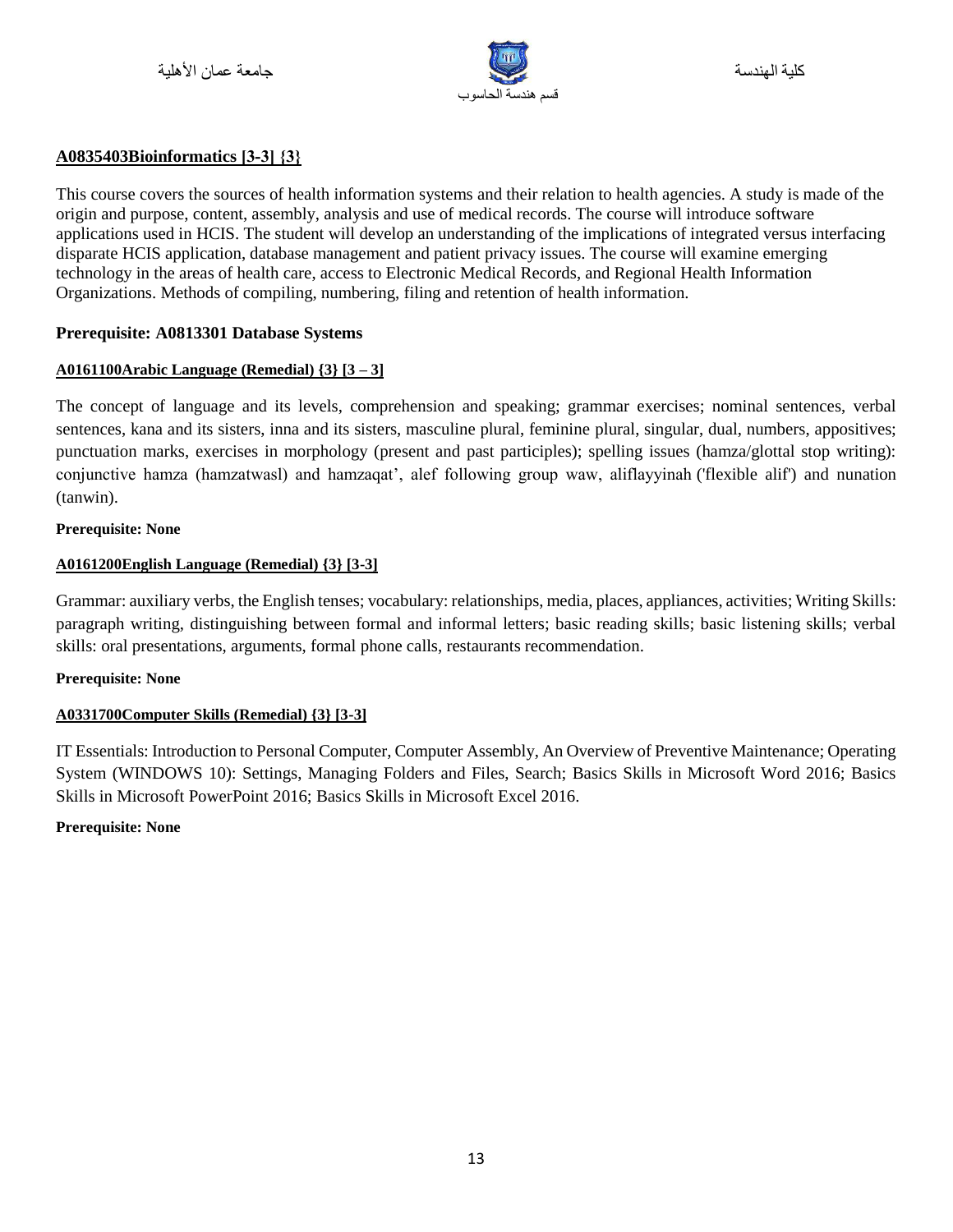**A0835403Bioinformatics [3-3] {3}**

This course covers the sources of health information systems and their relation to health agencies. A study is made of the origin and purpose, content, assembly, analysis and use of medical records. The course will introduce software applications used in HCIS. The student will develop an understanding of the implications of integrated versus interfacing disparate HCIS application, database management and patient privacy issues. The course will examine emerging technology in the areas of health care, access to Electronic Medical Records, and Regional Health Information Organizations. Methods of compiling, numbering, filing and retention of health information.

**Prerequisite: A0813301 Database Systems**

**A0161100Arabic Language (Remedial) {3} [3 – 3]**

The concept of language and its levels, comprehension and speaking; grammar exercises; nominal sentences, verbal sentences, kana and its sisters, inna and its sisters, masculine plural, feminine plural, singular, dual, numbers, appositives; punctuation marks, exercises in morphology (present and past participles); spelling issues (hamza/glottal stop writing): conjunctive hamza (hamzatwasl) and hamzaqat', alef following group waw, aliflayyinah ('flexible alif') and nunation (tanwin).

**Prerequisite: None**

**A0161200English Language (Remedial) {3} [3-3]**

Grammar: auxiliary verbs, the English tenses; vocabulary: relationships, media, places, appliances, activities; Writing Skills: paragraph writing, distinguishing between formal and informal letters; basic reading skills; basic listening skills; verbal skills: oral presentations, arguments, formal phone calls, restaurants recommendation.

**Prerequisite: None**

**A0331700Computer Skills (Remedial) {3} [3-3]**

IT Essentials: Introduction to Personal Computer, Computer Assembly, An Overview of Preventive Maintenance; Operating System (WINDOWS 10): Settings, Managing Folders and Files, Search; Basics Skills in Microsoft Word 2016; Basics Skills in Microsoft PowerPoint 2016; Basics Skills in Microsoft Excel 2016.

**Prerequisite: None**